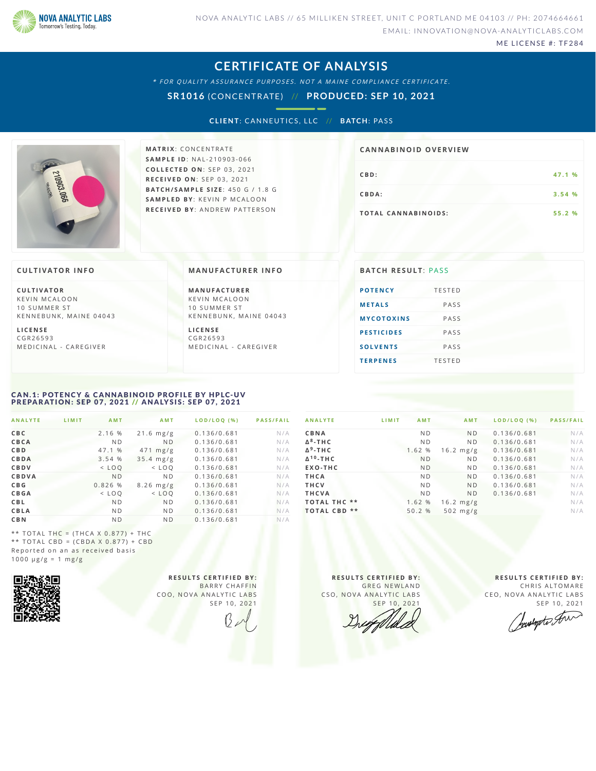**NOVA ANALYTIC LABS**
Tomorrow's Testing, Today.

NOVA ANALYTIC LABS // 65 MILLIKEN STREET, UNIT C PORTLAND ME 04103 // PH: 2074664661
EMAIL: INNOVATION@NOVA-ANALYTICLABS.COM
ME LICENSE #: TF284

# CERTIFICATE OF ANALYSIS

*\* FOR QUALITY ASSURANCE PURPOSES. NOT A MAINE COMPLIANCE CERTIFICATE.*

**SR1016** (CONCENTRATE) // **PRODUCED: SEP 10, 2021**

**CLIENT**: CANNEUTICS, LLC // **BATCH**: PASS

**MATRIX**: CONCENTRATE
**SAMPLE ID**: NAL-210903-066
**COLLECTED ON**: SEP 03, 2021
**RECEIVED ON**: SEP 03, 2021
**BATCH/SAMPLE SIZE**: 450 G / 1.8 G
**SAMPLED BY**: KEVIN P MCALOON
**RECEIVED BY**: ANDREW PATTERSON

## CANNABINOID OVERVIEW

| | |
|---|---|
| CBD: | 47.1 % |
| CBDA: | 3.54 % |
| TOTAL CANNABINOIDS: | 55.2 % |

## CULTIVATOR INFO

**CULTIVATOR**
KEVIN MCALOON
10 SUMMER ST
KENNEBUNK, MAINE 04043

**LICENSE**
CGR26593
MEDICINAL - CAREGIVER

## MANUFACTURER INFO

**MANUFACTURER**
KEVIN MCALOON
10 SUMMER ST
KENNEBUNK, MAINE 04043

**LICENSE**
CGR26593
MEDICINAL - CAREGIVER

## BATCH RESULT: PASS

| | |
|---|---|
| POTENCY | TESTED |
| METALS | PASS |
| MYCOTOXINS | PASS |
| PESTICIDES | PASS |
| SOLVENTS | PASS |
| TERPENES | TESTED |

## CAN.1: POTENCY & CANNABINOID PROFILE BY HPLC-UV
**PREPARATION: SEP 07, 2021 // ANALYSIS: SEP 07, 2021**

| ANALYTE | LIMIT | AMT | AMT | LOD/LOQ (%) | PASS/FAIL |
|---|---|---|---|---|---|
| CBC | | 2.16 % | 21.6 mg/g | 0.136/0.681 | N/A |
| CBCA | | ND | ND | 0.136/0.681 | N/A |
| CBD | | 47.1 % | 471 mg/g | 0.136/0.681 | N/A |
| CBDA | | 3.54 % | 35.4 mg/g | 0.136/0.681 | N/A |
| CBDV | | < LOQ | < LOQ | 0.136/0.681 | N/A |
| CBDVA | | ND | ND | 0.136/0.681 | N/A |
| CBG | | 0.826 % | 8.26 mg/g | 0.136/0.681 | N/A |
| CBGA | | < LOQ | < LOQ | 0.136/0.681 | N/A |
| CBL | | ND | ND | 0.136/0.681 | N/A |
| CBLA | | ND | ND | 0.136/0.681 | N/A |
| CBN | | ND | ND | 0.136/0.681 | N/A |
| CBNA | | ND | ND | 0.136/0.681 | N/A |
| Δ8-THC | | ND | ND | 0.136/0.681 | N/A |
| Δ9-THC | | 1.62 % | 16.2 mg/g | 0.136/0.681 | N/A |
| Δ10-THC | | ND | ND | 0.136/0.681 | N/A |
| EXO-THC | | ND | ND | 0.136/0.681 | N/A |
| THCA | | ND | ND | 0.136/0.681 | N/A |
| THCV | | ND | ND | 0.136/0.681 | N/A |
| THCVA | | ND | ND | 0.136/0.681 | N/A |
| TOTAL THC ** | | 1.62 % | 16.2 mg/g | | N/A |
| TOTAL CBD ** | | 50.2 % | 502 mg/g | | N/A |

** TOTAL THC = (THCA X 0.877) + THC
** TOTAL CBD = (CBDA X 0.877) + CBD
Reported on an as received basis
1000 µg/g = 1 mg/g

**RESULTS CERTIFIED BY:**
BARRY CHAFFIN
COO, NOVA ANALYTIC LABS
SEP 10, 2021

**RESULTS CERTIFIED BY:**
GREG NEWLAND
CSO, NOVA ANALYTIC LABS
SEP 10, 2021

**RESULTS CERTIFIED BY:**
CHRIS ALTOMARE
CEO, NOVA ANALYTIC LABS
SEP 10, 2021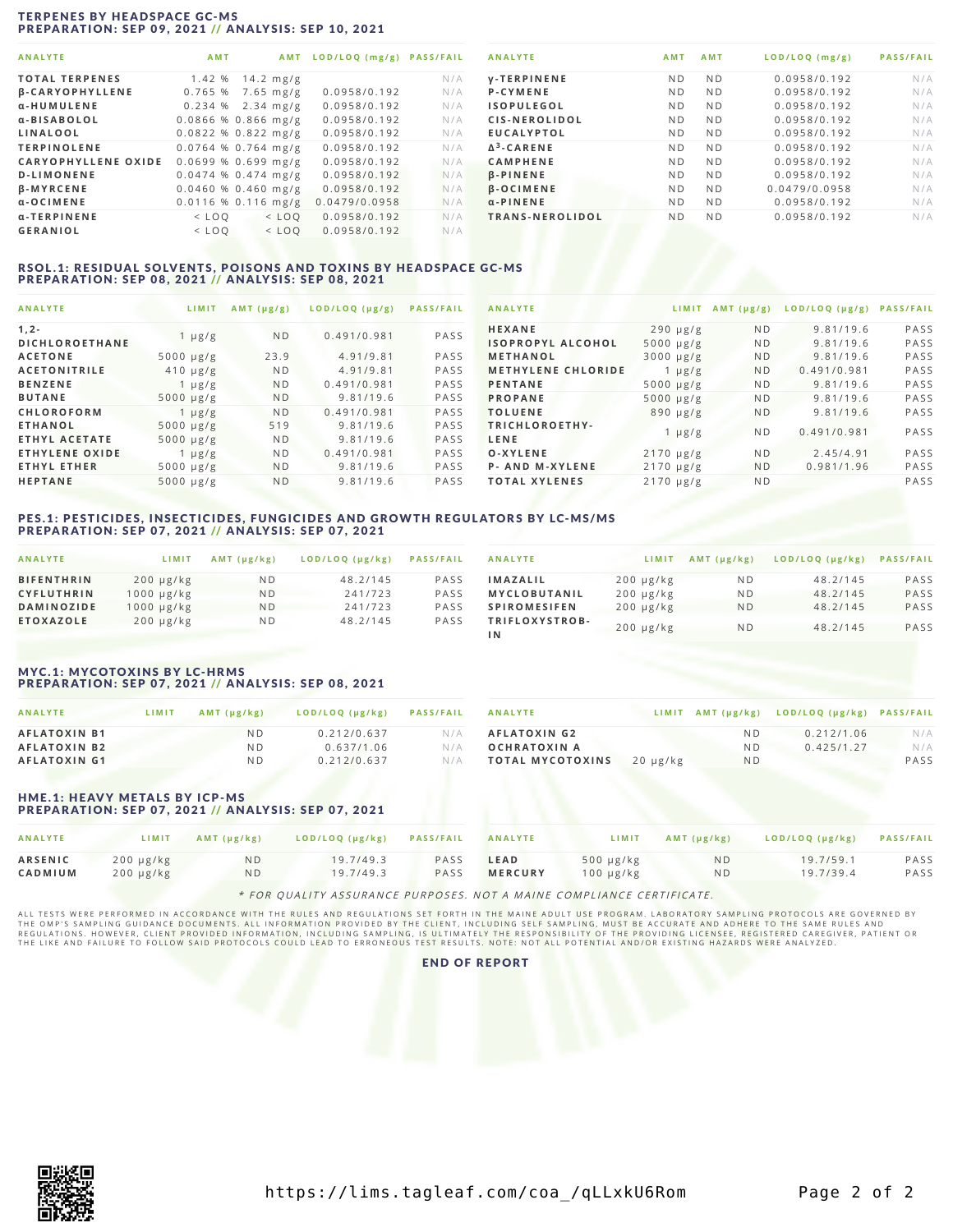## TERPENES BY HEADSPACE GC-MS
## PREPARATION: SEP 09, 2021 // ANALYSIS: SEP 10, 2021

| ANALYTE | AMT | AMT | LOD/LOQ (mg/g) | PASS/FAIL |
|---|---|---|---|---|
| TOTAL TERPENES | 1.42 % | 14.2 mg/g | | N/A |
| β-CARYOPHYLLENE | 0.765 % | 7.65 mg/g | 0.0958/0.192 | N/A |
| α-HUMULENE | 0.234 % | 2.34 mg/g | 0.0958/0.192 | N/A |
| α-BISABOLOL | 0.0866 % | 0.866 mg/g | 0.0958/0.192 | N/A |
| LINALOOL | 0.0822 % | 0.822 mg/g | 0.0958/0.192 | N/A |
| TERPINOLENE | 0.0764 % | 0.764 mg/g | 0.0958/0.192 | N/A |
| CARYOPHYLLENE OXIDE | 0.0699 % | 0.699 mg/g | 0.0958/0.192 | N/A |
| D-LIMONENE | 0.0474 % | 0.474 mg/g | 0.0958/0.192 | N/A |
| β-MYRCENE | 0.0460 % | 0.460 mg/g | 0.0958/0.192 | N/A |
| α-OCIMENE | 0.0116 % | 0.116 mg/g | 0.0479/0.0958 | N/A |
| α-TERPINENE | < LOQ | < LOQ | 0.0958/0.192 | N/A |
| GERANIOL | < LOQ | < LOQ | 0.0958/0.192 | N/A |
| γ-TERPINENE | ND | ND | 0.0958/0.192 | N/A |
| P-CYMENE | ND | ND | 0.0958/0.192 | N/A |
| ISOPULEGOL | ND | ND | 0.0958/0.192 | N/A |
| CIS-NEROLIDOL | ND | ND | 0.0958/0.192 | N/A |
| EUCALYPTOL | ND | ND | 0.0958/0.192 | N/A |
| Δ3-CARENE | ND | ND | 0.0958/0.192 | N/A |
| CAMPHENE | ND | ND | 0.0958/0.192 | N/A |
| β-PINENE | ND | ND | 0.0958/0.192 | N/A |
| β-OCIMENE | ND | ND | 0.0479/0.0958 | N/A |
| α-PINENE | ND | ND | 0.0958/0.192 | N/A |
| TRANS-NEROLIDOL | ND | ND | 0.0958/0.192 | N/A |

## RSOL.1: RESIDUAL SOLVENTS, POISONS AND TOXINS BY HEADSPACE GC-MS
## PREPARATION: SEP 08, 2021 // ANALYSIS: SEP 08, 2021

| ANALYTE | LIMIT | AMT (μg/g) | LOD/LOQ (μg/g) | PASS/FAIL |
|---|---|---|---|---|
| 1,2-DICHLOROETHANE | 1 μg/g | ND | 0.491/0.981 | PASS |
| ACETONE | 5000 μg/g | 23.9 | 4.91/9.81 | PASS |
| ACETONITRILE | 410 μg/g | ND | 4.91/9.81 | PASS |
| BENZENE | 1 μg/g | ND | 0.491/0.981 | PASS |
| BUTANE | 5000 μg/g | ND | 9.81/19.6 | PASS |
| CHLOROFORM | 1 μg/g | ND | 0.491/0.981 | PASS |
| ETHANOL | 5000 μg/g | 519 | 9.81/19.6 | PASS |
| ETHYL ACETATE | 5000 μg/g | ND | 9.81/19.6 | PASS |
| ETHYLENE OXIDE | 1 μg/g | ND | 0.491/0.981 | PASS |
| ETHYL ETHER | 5000 μg/g | ND | 9.81/19.6 | PASS |
| HEPTANE | 5000 μg/g | ND | 9.81/19.6 | PASS |
| HEXANE | 290 μg/g | ND | 9.81/19.6 | PASS |
| ISOPROPYL ALCOHOL | 5000 μg/g | ND | 9.81/19.6 | PASS |
| METHANOL | 3000 μg/g | ND | 9.81/19.6 | PASS |
| METHYLENE CHLORIDE | 1 μg/g | ND | 0.491/0.981 | PASS |
| PENTANE | 5000 μg/g | ND | 9.81/19.6 | PASS |
| PROPANE | 5000 μg/g | ND | 9.81/19.6 | PASS |
| TOLUENE | 890 μg/g | ND | 9.81/19.6 | PASS |
| TRICHLOROETHYLENE | 1 μg/g | ND | 0.491/0.981 | PASS |
| O-XYLENE | 2170 μg/g | ND | 2.45/4.91 | PASS |
| P- AND M-XYLENE | 2170 μg/g | ND | 0.981/1.96 | PASS |
| TOTAL XYLENES | 2170 μg/g | ND | | PASS |

## PES.1: PESTICIDES, INSECTICIDES, FUNGICIDES AND GROWTH REGULATORS BY LC-MS/MS
## PREPARATION: SEP 07, 2021 // ANALYSIS: SEP 07, 2021

| ANALYTE | LIMIT | AMT (μg/kg) | LOD/LOQ (μg/kg) | PASS/FAIL |
|---|---|---|---|---|
| BIFENTHRIN | 200 μg/kg | ND | 48.2/145 | PASS |
| CYFLUTHRIN | 1000 μg/kg | ND | 241/723 | PASS |
| DAMINOZIDE | 1000 μg/kg | ND | 241/723 | PASS |
| ETOXAZOLE | 200 μg/kg | ND | 48.2/145 | PASS |
| IMAZALIL | 200 μg/kg | ND | 48.2/145 | PASS |
| MYCLOBUTANIL | 200 μg/kg | ND | 48.2/145 | PASS |
| SPIROMESIFEN | 200 μg/kg | ND | 48.2/145 | PASS |
| TRIFLOXYSTROBIN | 200 μg/kg | ND | 48.2/145 | PASS |

## MYC.1: MYCOTOXINS BY LC-HRMS
## PREPARATION: SEP 07, 2021 // ANALYSIS: SEP 08, 2021

| ANALYTE | LIMIT | AMT (μg/kg) | LOD/LOQ (μg/kg) | PASS/FAIL |
|---|---|---|---|---|
| AFLATOXIN B1 | | ND | 0.212/0.637 | N/A |
| AFLATOXIN B2 | | ND | 0.637/1.06 | N/A |
| AFLATOXIN G1 | | ND | 0.212/0.637 | N/A |
| AFLATOXIN G2 | | ND | 0.212/1.06 | N/A |
| OCHRATOXIN A | | ND | 0.425/1.27 | N/A |
| TOTAL MYCOTOXINS | 20 μg/kg | ND | | PASS |

## HME.1: HEAVY METALS BY ICP-MS
## PREPARATION: SEP 07, 2021 // ANALYSIS: SEP 07, 2021

| ANALYTE | LIMIT | AMT (μg/kg) | LOD/LOQ (μg/kg) | PASS/FAIL |
|---|---|---|---|---|
| ARSENIC | 200 μg/kg | ND | 19.7/49.3 | PASS |
| CADMIUM | 200 μg/kg | ND | 19.7/49.3 | PASS |
| LEAD | 500 μg/kg | ND | 19.7/59.1 | PASS |
| MERCURY | 100 μg/kg | ND | 19.7/39.4 | PASS |

*\* FOR QUALITY ASSURANCE PURPOSES. NOT A MAINE COMPLIANCE CERTIFICATE.*

ALL TESTS WERE PERFORMED IN ACCORDANCE WITH THE RULES AND REGULATIONS SET FORTH IN THE MAINE ADULT USE PROGRAM. LABORATORY SAMPLING PROTOCOLS ARE GOVERNED BY THE OMP'S SAMPLING GUIDANCE DOCUMENTS. ALL INFORMATION PROVIDED BY THE CLIENT, INCLUDING SELF SAMPLING, MUST BE ACCURATE AND ADHERE TO THE SAME RULES AND REGULATIONS. HOWEVER, CLIENT PROVIDED INFORMATION, INCLUDING SAMPLING, IS ULTIMATELY THE RESPONSIBILITY OF THE PROVIDING LICENSEE, REGISTERED CAREGIVER, PATIENT OR THE LIKE AND FAILURE TO FOLLOW SAID PROTOCOLS COULD LEAD TO ERRONEOUS TEST RESULTS. NOTE: NOT ALL POTENTIAL AND/OR EXISTING HAZARDS WERE ANALYZED.

**END OF REPORT**

https://lims.tagleaf.com/coa_/qLLxkU6Rom